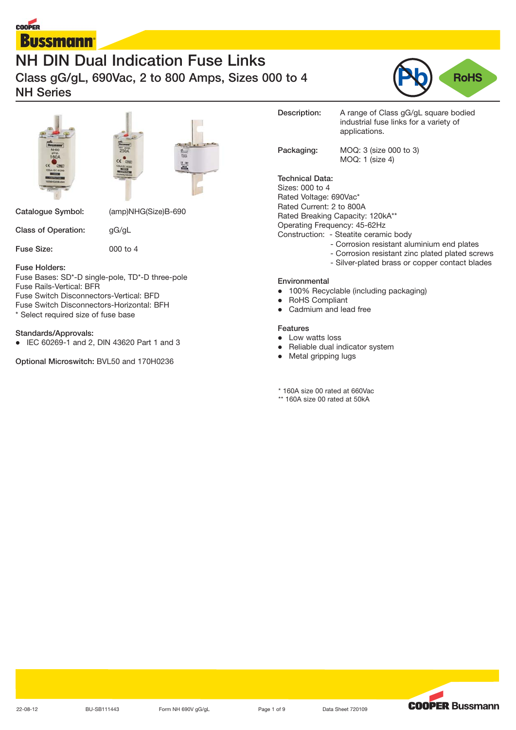# NH DIN Dual Indication Fuse Links

## Class gG/gL, 690Vac, 2 to 800 Amps, Sizes 000 to 4
## NH Series

| | |
|---|---|
| Catalogue Symbol: | (amp)NHG(Size)B-690 |
| Class of Operation: | gG/gL |
| Fuse Size: | 000 to 4 |

**Fuse Holders:**
Fuse Bases: SD*-D single-pole, TD*-D three-pole
Fuse Rails-Vertical: BFR
Fuse Switch Disconnectors-Vertical: BFD
Fuse Switch Disconnectors-Horizontal: BFH
* Select required size of fuse base

**Standards/Approvals:**
- IEC 60269-1 and 2, DIN 43620 Part 1 and 3

**Optional Microswitch:** BVL50 and 170H0236

| | |
|---|---|
| Description: | A range of Class gG/gL square bodied industrial fuse links for a variety of applications. |
| Packaging: | MOQ: 3 (size 000 to 3)<br>MOQ: 1 (size 4) |

**Technical Data:**
Sizes: 000 to 4
Rated Voltage: 690Vac*
Rated Current: 2 to 800A
Rated Breaking Capacity: 120kA**
Operating Frequency: 45-62Hz
Construction:
- Steatite ceramic body
- Corrosion resistant aluminium end plates
- Corrosion resistant zinc plated plated screws
- Silver-plated brass or copper contact blades

**Environmental**
- 100% Recyclable (including packaging)
- RoHS Compliant
- Cadmium and lead free

**Features**
- Low watts loss
- Reliable dual indicator system
- Metal gripping lugs

* 160A size 00 rated at 660Vac
** 160A size 00 rated at 50kA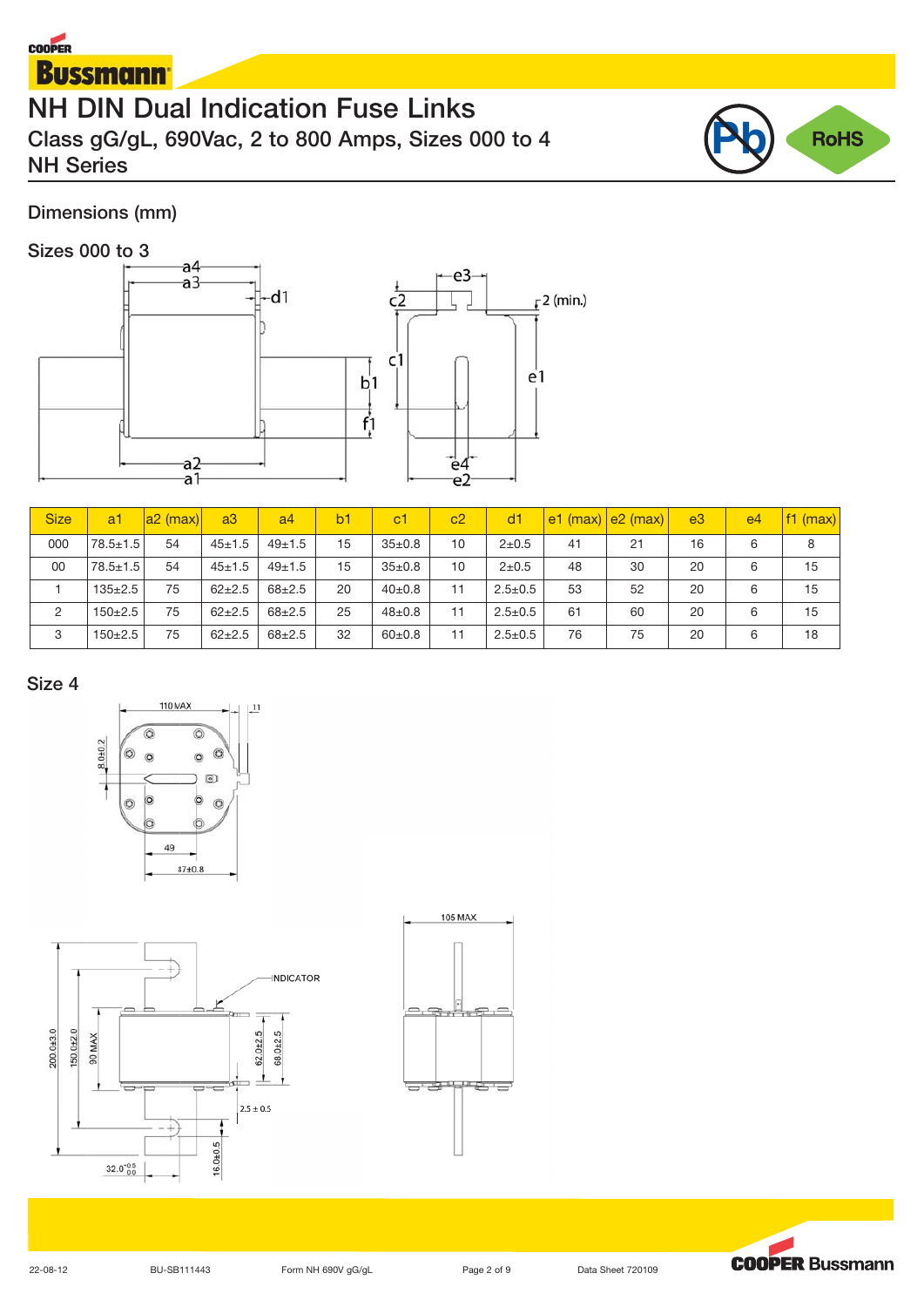# NH DIN Dual Indication Fuse Links

## Class gG/gL, 690Vac, 2 to 800 Amps, Sizes 000 to 4

## NH Series

### Dimensions (mm)

#### Sizes 000 to 3

| Size | a1 | a2 (max) | a3 | a4 | b1 | c1 | c2 | d1 | e1 (max) | e2 (max) | e3 | e4 | f1 (max) |
|---|---|---|---|---|---|---|---|---|---|---|---|---|---|
| 000 | 78.5±1.5 | 54 | 45±1.5 | 49±1.5 | 15 | 35±0.8 | 10 | 2±0.5 | 41 | 21 | 16 | 6 | 8 |
| 00 | 78.5±1.5 | 54 | 45±1.5 | 49±1.5 | 15 | 35±0.8 | 10 | 2±0.5 | 48 | 30 | 20 | 6 | 15 |
| 1 | 135±2.5 | 75 | 62±2.5 | 68±2.5 | 20 | 40±0.8 | 11 | 2.5±0.5 | 53 | 52 | 20 | 6 | 15 |
| 2 | 150±2.5 | 75 | 62±2.5 | 68±2.5 | 25 | 48±0.8 | 11 | 2.5±0.5 | 61 | 60 | 20 | 6 | 15 |
| 3 | 150±2.5 | 75 | 62±2.5 | 68±2.5 | 32 | 60±0.8 | 11 | 2.5±0.5 | 76 | 75 | 20 | 6 | 18 |

#### Size 4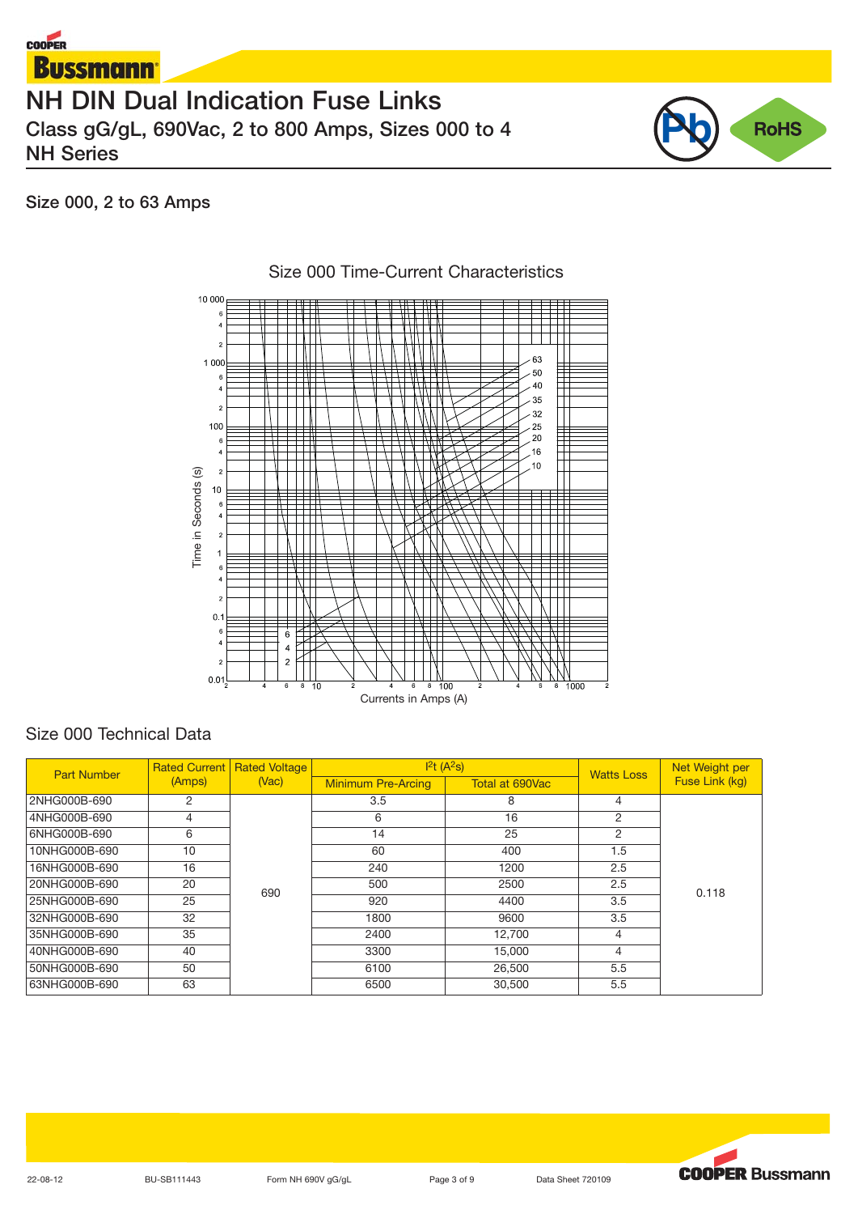# NH DIN Dual Indication Fuse Links

## Class gG/gL, 690Vac, 2 to 800 Amps, Sizes 000 to 4
## NH Series

### Size 000, 2 to 63 Amps

Size 000 Time-Current Characteristics

### Size 000 Technical Data

| Part Number | Rated Current (Amps) | Rated Voltage (Vac) | $I^2t$ ($A^2s$) | | Watts Loss | Net Weight per Fuse Link (kg) |
|---|---|---|---|---|---|---|
| | | | Minimum Pre-Arcing | Total at 690Vac | | |
| 2NHG000B-690 | 2 | 690 | 3.5 | 8 | 4 | 0.118 |
| 4NHG000B-690 | 4 | | 6 | 16 | 2 | |
| 6NHG000B-690 | 6 | | 14 | 25 | 2 | |
| 10NHG000B-690 | 10 | | 60 | 400 | 1.5 | |
| 16NHG000B-690 | 16 | | 240 | 1200 | 2.5 | |
| 20NHG000B-690 | 20 | | 500 | 2500 | 2.5 | |
| 25NHG000B-690 | 25 | | 920 | 4400 | 3.5 | |
| 32NHG000B-690 | 32 | | 1800 | 9600 | 3.5 | |
| 35NHG000B-690 | 35 | | 2400 | 12,700 | 4 | |
| 40NHG000B-690 | 40 | | 3300 | 15,000 | 4 | |
| 50NHG000B-690 | 50 | | 6100 | 26,500 | 5.5 | |
| 63NHG000B-690 | 63 | | 6500 | 30,500 | 5.5 | |

22-08-12 BU-SB111443 Form NH 690V gG/gL Data Sheet 720109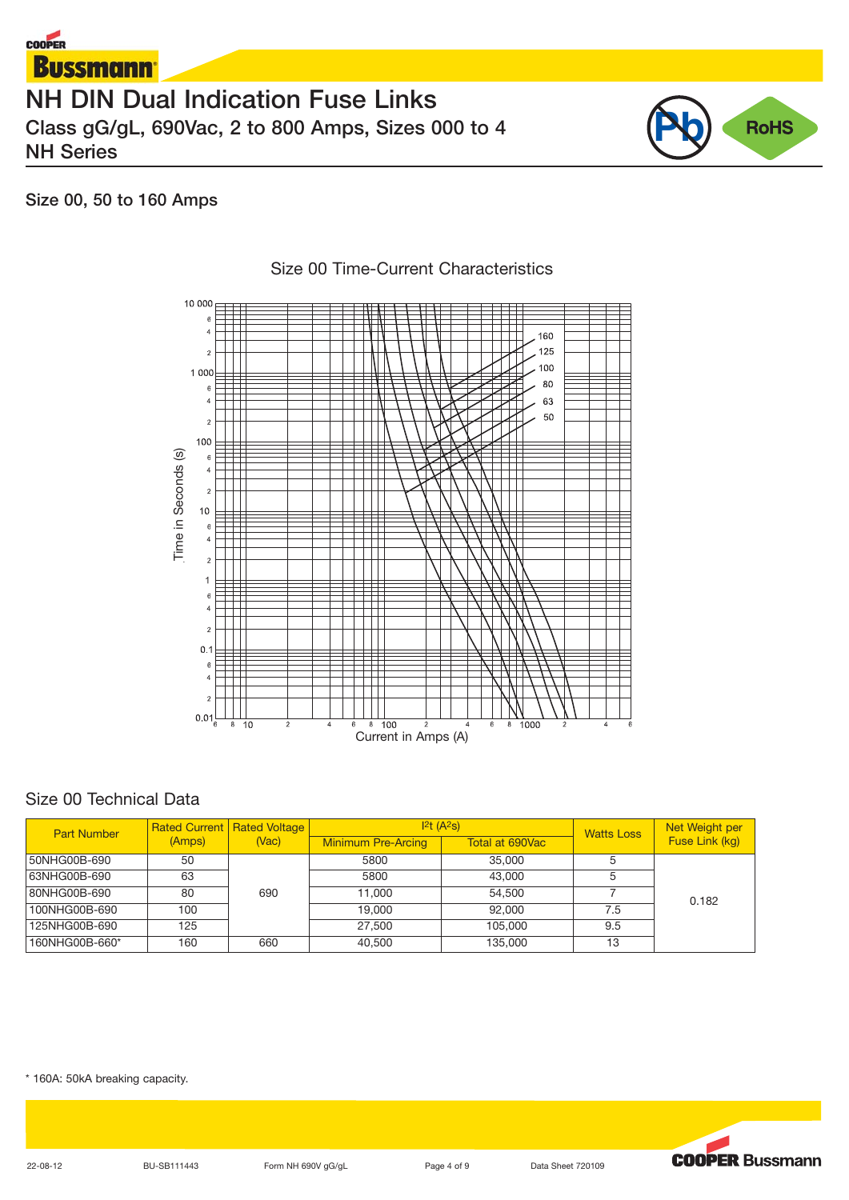# NH DIN Dual Indication Fuse Links

## Class gG/gL, 690Vac, 2 to 800 Amps, Sizes 000 to 4
## NH Series

### Size 00, 50 to 160 Amps

Size 00 Time-Current Characteristics

Size 00 Technical Data

| Part Number | Rated Current (Amps) | Rated Voltage (Vac) | $I^2t$ ($A^2s$) | | Watts Loss | Net Weight per Fuse Link (kg) |
|---|---|---|---|---|---|---|
| | | | Minimum Pre-Arcing | Total at 690Vac | | |
| 50NHG00B-690 | 50 | 690 | 5800 | 35,000 | 5 | 0.182 |
| 63NHG00B-690 | 63 | | 5800 | 43,000 | 5 | |
| 80NHG00B-690 | 80 | | 11,000 | 54,500 | 7 | |
| 100NHG00B-690 | 100 | | 19,000 | 92,000 | 7.5 | |
| 125NHG00B-690 | 125 | | 27,500 | 105,000 | 9.5 | |
| 160NHG00B-660* | 160 | 660 | 40,500 | 135,000 | 13 | |

* 160A: 50kA breaking capacity.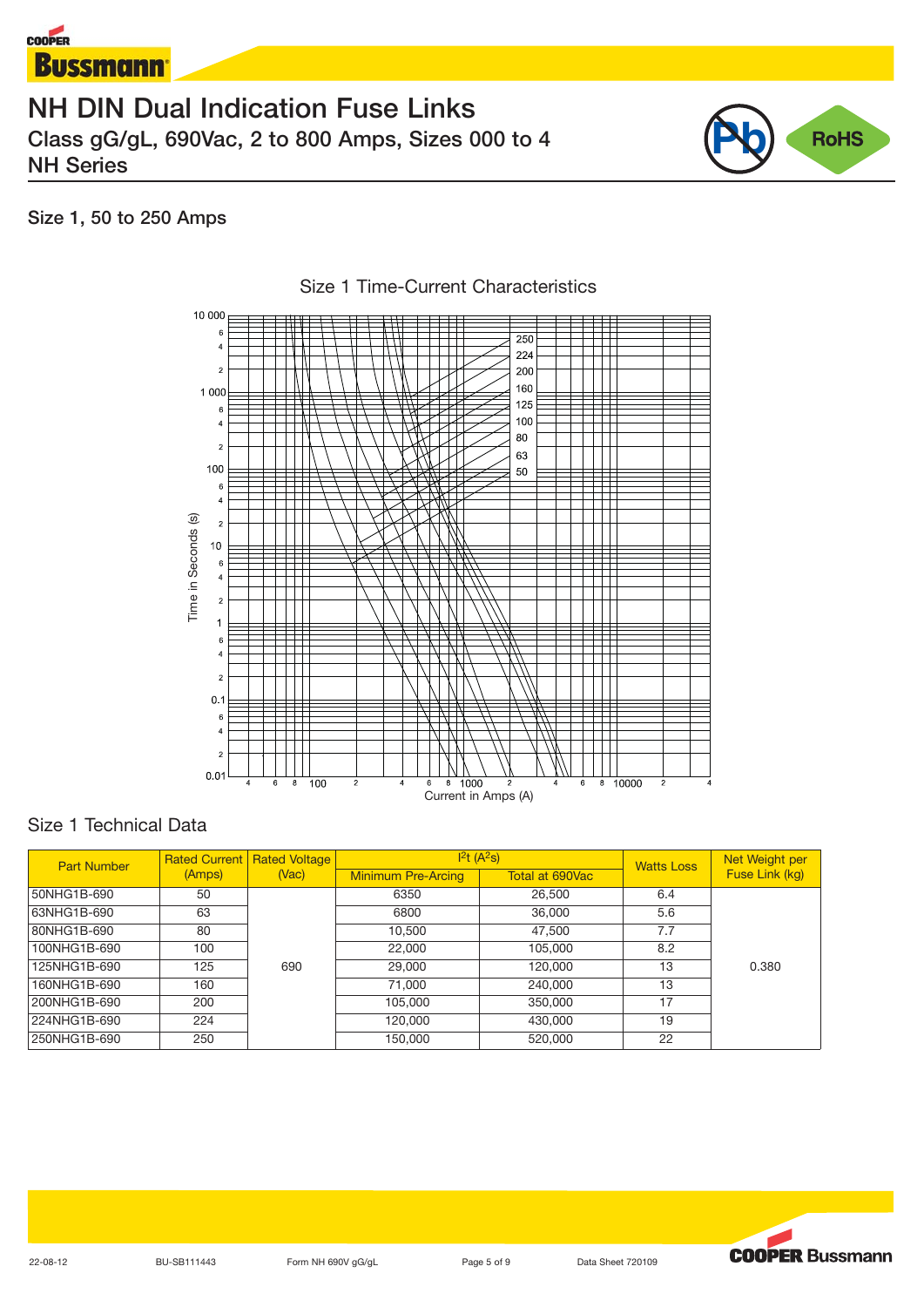# NH DIN Dual Indication Fuse Links

## Class gG/gL, 690Vac, 2 to 800 Amps, Sizes 000 to 4 NH Series

### Size 1, 50 to 250 Amps

Size 1 Time-Current Characteristics

### Size 1 Technical Data

| Part Number | Rated Current (Amps) | Rated Voltage (Vac) | $I^2t$ ($A^2s$) | | Watts Loss | Net Weight per Fuse Link (kg) |
|---|---|---|---|---|---|---|
| | | | Minimum Pre-Arcing | Total at 690Vac | | |
| 50NHG1B-690 | 50 | 690 | 6350 | 26,500 | 6.4 | 0.380 |
| 63NHG1B-690 | 63 | | 6800 | 36,000 | 5.6 | |
| 80NHG1B-690 | 80 | | 10,500 | 47,500 | 7.7 | |
| 100NHG1B-690 | 100 | | 22,000 | 105,000 | 8.2 | |
| 125NHG1B-690 | 125 | | 29,000 | 120,000 | 13 | |
| 160NHG1B-690 | 160 | | 71,000 | 240,000 | 13 | |
| 200NHG1B-690 | 200 | | 105,000 | 350,000 | 17 | |
| 224NHG1B-690 | 224 | | 120,000 | 430,000 | 19 | |
| 250NHG1B-690 | 250 | | 150,000 | 520,000 | 22 | |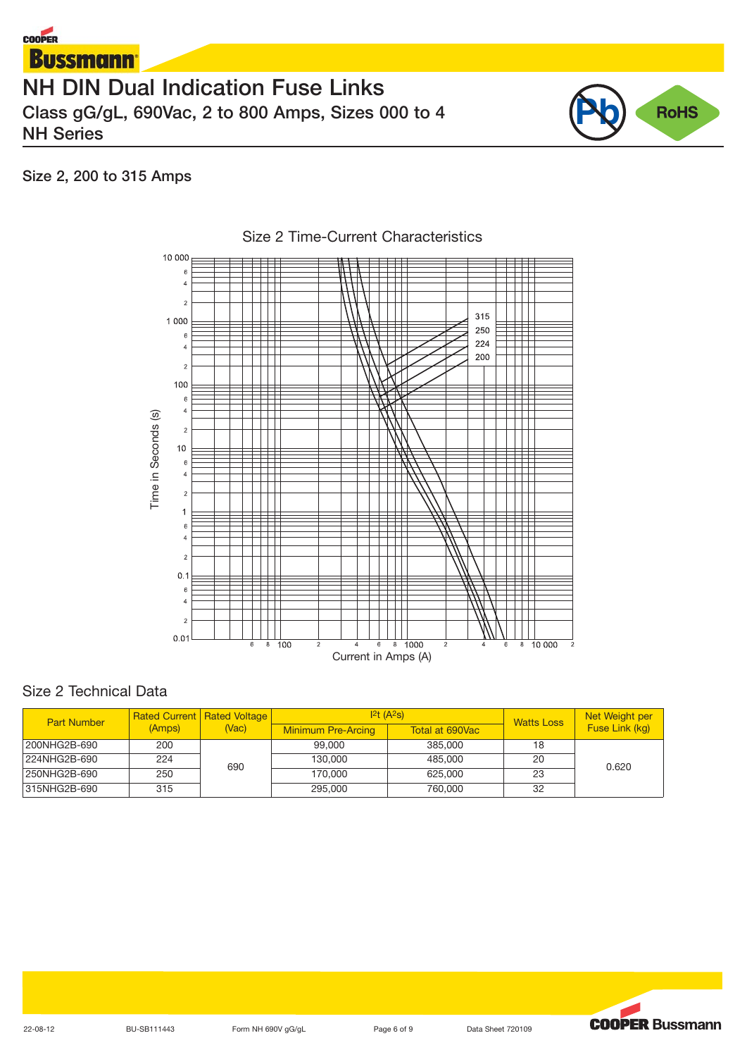# NH DIN Dual Indication Fuse Links

## Class gG/gL, 690Vac, 2 to 800 Amps, Sizes 000 to 4
## NH Series

### Size 2, 200 to 315 Amps

Size 2 Time-Current Characteristics

Time in Seconds (s)

Current in Amps (A)

### Size 2 Technical Data

| Part Number | Rated Current (Amps) | Rated Voltage (Vac) | $I^2t$ ($A^2s$) | | Watts Loss | Net Weight per Fuse Link (kg) |
|---|---|---|---|---|---|---|
| | | | Minimum Pre-Arcing | Total at 690Vac | | |
| 200NHG2B-690 | 200 | 690 | 99,000 | 385,000 | 18 | 0.620 |
| 224NHG2B-690 | 224 | | 130,000 | 485,000 | 20 | |
| 250NHG2B-690 | 250 | | 170,000 | 625,000 | 23 | |
| 315NHG2B-690 | 315 | | 295,000 | 760,000 | 32 | |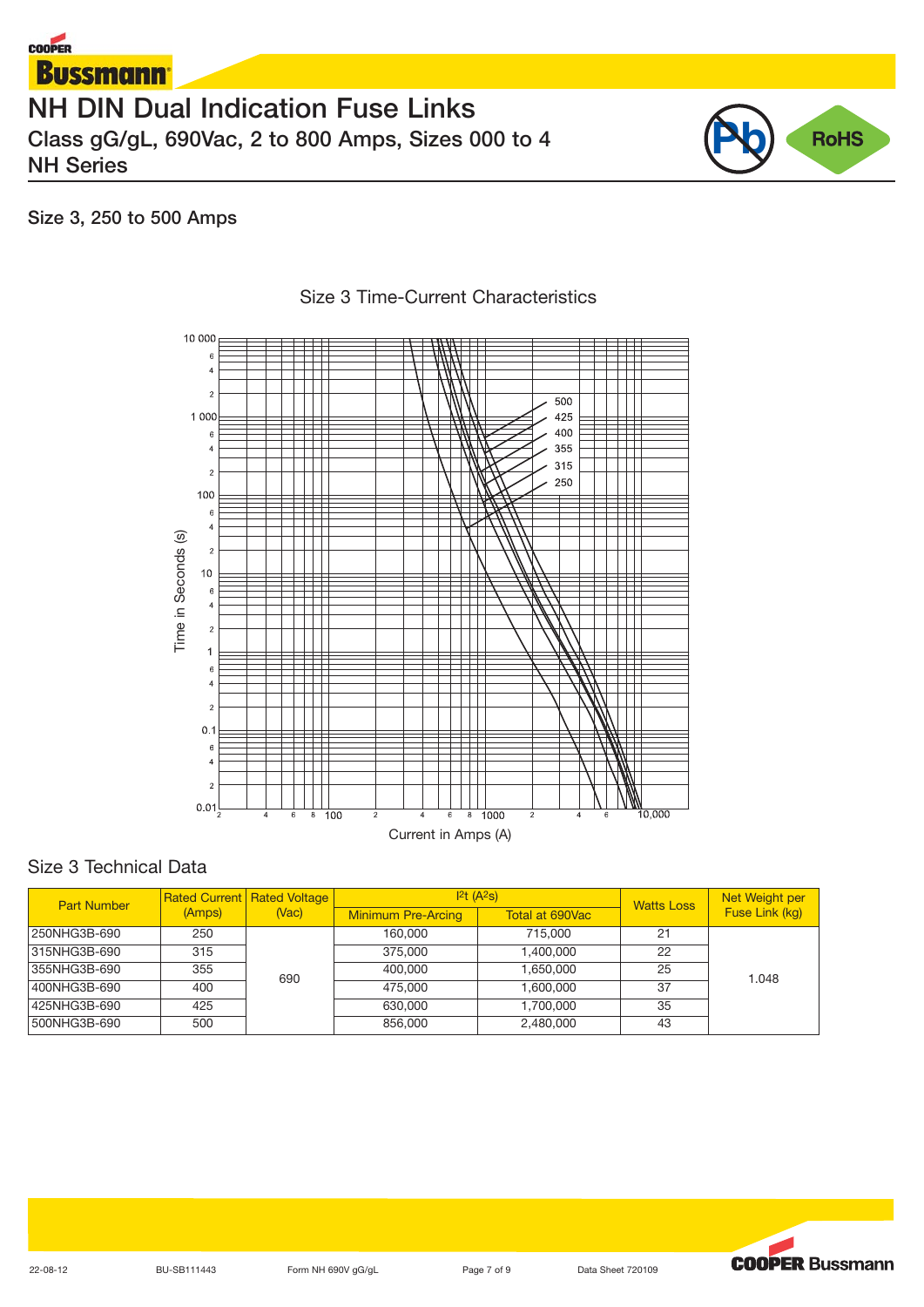# NH DIN Dual Indication Fuse Links

## Class gG/gL, 690Vac, 2 to 800 Amps, Sizes 000 to 4
## NH Series

### Size 3, 250 to 500 Amps

Size 3 Time-Current Characteristics

Time in Seconds (s)

Current in Amps (A)

500
425
400
355
315
250

### Size 3 Technical Data

| Part Number | Rated Current (Amps) | Rated Voltage (Vac) | $I^2t$ ($A^2s$) | | Watts Loss | Net Weight per Fuse Link (kg) |
|---|---|---|---|---|---|---|
| | | | Minimum Pre-Arcing | Total at 690Vac | | |
| 250NHG3B-690 | 250 | 690 | 160,000 | 715,000 | 21 | 1.048 |
| 315NHG3B-690 | 315 | 690 | 375,000 | 1,400,000 | 22 | 1.048 |
| 355NHG3B-690 | 355 | 690 | 400,000 | 1,650,000 | 25 | 1.048 |
| 400NHG3B-690 | 400 | 690 | 475,000 | 1,600,000 | 37 | 1.048 |
| 425NHG3B-690 | 425 | 690 | 630,000 | 1,700,000 | 35 | 1.048 |
| 500NHG3B-690 | 500 | 690 | 856,000 | 2,480,000 | 43 | 1.048 |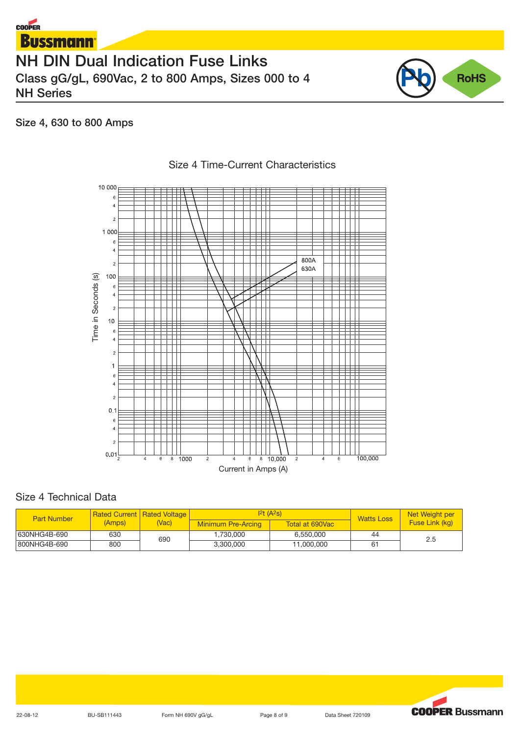# NH DIN Dual Indication Fuse Links

Class gG/gL, 690Vac, 2 to 800 Amps, Sizes 000 to 4

NH Series

## Size 4, 630 to 800 Amps

Size 4 Time-Current Characteristics

## Size 4 Technical Data

| Part Number | Rated Current (Amps) | Rated Voltage (Vac) | $I^2t$ ($A^2s$) | | Watts Loss | Net Weight per Fuse Link (kg) |
|---|---|---|---|---|---|---|
| | | | Minimum Pre-Arcing | Total at 690Vac | | |
| 630NHG4B-690 | 630 | 690 | 1,730,000 | 6,550,000 | 44 | 2.5 |
| 800NHG4B-690 | 800 | | 3,300,000 | 11,000,000 | 61 | |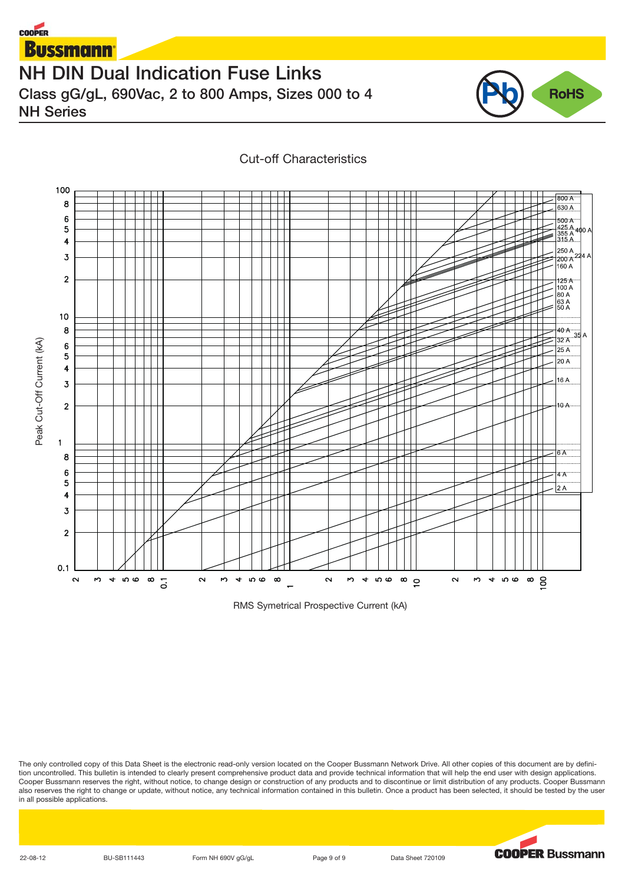# NH DIN Dual Indication Fuse Links

## Class gG/gL, 690Vac, 2 to 800 Amps, Sizes 000 to 4

## NH Series

Pb RoHS

### Cut-off Characteristics

Peak Cut-Off Current (kA)

100
8
6
5
4
3
2
10
8
6
5
4
3
2
1
8
6
5
4
3
2
0.1

800 A
630 A
500 A
425 A
400 A
355 A
315 A
250 A
224 A
200 A
160 A
125 A
100 A
80 A
63 A
50 A
40 A
35 A
32 A
25 A
20 A
16 A
10 A
6 A
4 A
2 A

2 3 4 5 6 8 0.1 2 3 4 5 6 8 1 2 3 4 5 6 8 10 2 3 4 5 6 8 100

RMS Symetrical Prospective Current (kA)

The only controlled copy of this Data Sheet is the electronic read-only version located on the Cooper Bussmann Network Drive. All other copies of this document are by definition uncontrolled. This bulletin is intended to clearly present comprehensive product data and provide technical information that will help the end user with design applications. Cooper Bussmann reserves the right, without notice, to change design or construction of any products and to discontinue or limit distribution of any products. Cooper Bussmann also reserves the right to change or update, without notice, any technical information contained in this bulletin. Once a product has been selected, it should be tested by the user in all possible applications.

22-08-12 BU-SB111443 Form NH 690V gG/gL Data Sheet 720109